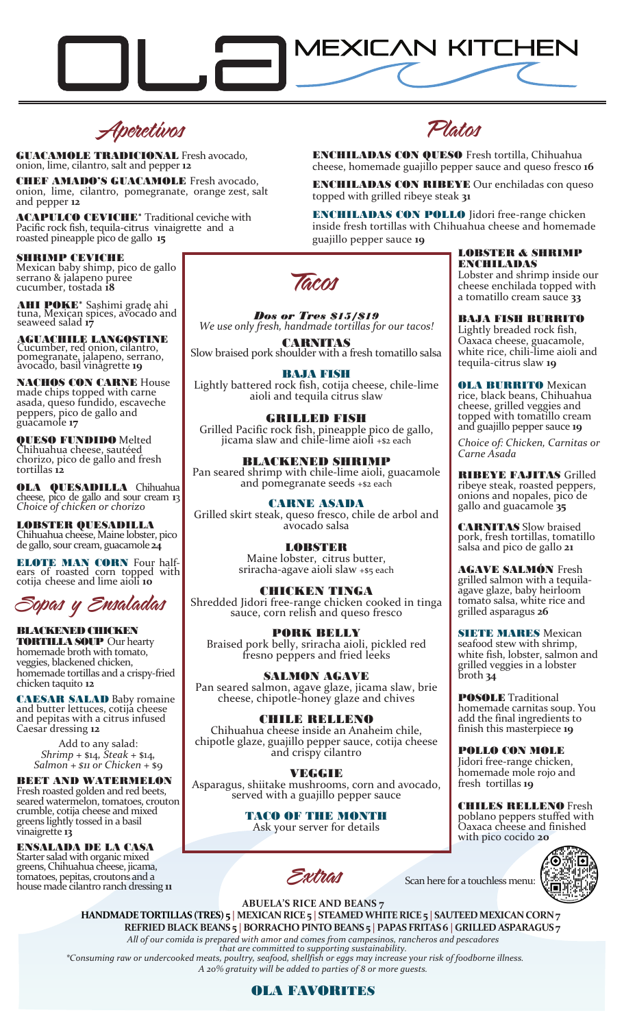# OLA MEXICAN KITCHEN

## Aperetivos

**GUACAMOLE TRADICIONAL** Fresh avocado, onion, lime, cilantro, salt and pepper **12**

**CHEF AMADO'S GUACAMOLE** Fresh avocado, onion, lime, cilantro, pomegranate, orange zest, salt and pepper **12**

**ACAPULCO CEVICHE*** Traditional ceviche with Pacific rock fish, tequila-citrus vinaigrette and a roasted pineapple pico de gallo **15**

**SHRIMP CEVICHE**
Mexican baby shimp, pico de gallo serrano & jalapeno puree cucumber, tostada **18**

**AHI POKE*** Sashimi grade ahi tuna, Mexican spices, avocado and seaweed salad **17**

**AGUACHILE LANGOSTINE**
Cucumber, red onion, cilantro, pomegranate, jalapeno, serrano, avocado, basil vinagrette **19**

**NACHOS CON CARNE** House made chips topped with carne asada, queso fundido, escaveche peppers, pico de gallo and guacamole **17**

**QUESO FUNDIDO** Melted Chihuahua cheese, sautéed chorizo, pico de gallo and fresh tortillas **12**

**OLA QUESADILLA** Chihuahua cheese, pico de gallo and sour cream **13**
*Choice of chicken or chorizo*

**LOBSTER QUESADILLA**
Chihuahua cheese, Maine lobster, pico de gallo, sour cream, guacamole **24**

**ELOTE MAN CORN** Four half-ears of roasted corn topped with cotija cheese and lime aioli **10**

## Sopas y Ensaladas

**BLACKENED CHICKEN TORTILLA SOUP** Our hearty homemade broth with tomato, veggies, blackened chicken, homemade tortillas and a crispy-fried chicken taquito **12**

**CAESAR SALAD** Baby romaine and butter lettuces, cotija cheese and pepitas with a citrus infused Caesar dressing **12**

Add to any salad:
*Shrimp + $14, Steak + $14, Salmon + $11 or Chicken + $9*

**BEET AND WATERMELON**
Fresh roasted golden and red beets, seared watermelon, tomatoes, crouton crumble, cotija cheese and mixed greens lightly tossed in a basil vinaigrette **13**

**ENSALADA DE LA CASA**
Starter salad with organic mixed greens, Chihuahua cheese, jicama, tomatoes, pepitas, croutons and a house made cilantro ranch dressing **11**

## Tacos

***Dos or Tres $15/$19***
*We use only fresh, handmade tortillas for our tacos!*

**CARNITAS**
Slow braised pork shoulder with a fresh tomatillo salsa

**BAJA FISH**
Lightly battered rock fish, cotija cheese, chile-lime aioli and tequila citrus slaw

**GRILLED FISH**
Grilled Pacific rock fish, pineapple pico de gallo, jicama slaw and chile-lime aioli +$2 each

**BLACKENED SHRIMP**
Pan seared shrimp with chile-lime aioli, guacamole and pomegranate seeds +$2 each

**CARNE ASADA**
Grilled skirt steak, queso fresco, chile de arbol and avocado salsa

**LOBSTER**
Maine lobster, citrus butter, sriracha-agave aioli slaw +$5 each

**CHICKEN TINGA**
Shredded Jidori free-range chicken cooked in tinga sauce, corn relish and queso fresco

**PORK BELLY**
Braised pork belly, sriracha aioli, pickled red fresno peppers and fried leeks

**SALMON AGAVE**
Pan seared salmon, agave glaze, jicama slaw, brie cheese, chipotle-honey glaze and chives

**CHILE RELLENO**
Chihuahua cheese inside an Anaheim chile, chipotle glaze, guajillo pepper sauce, cotija cheese and crispy cilantro

**VEGGIE**
Asparagus, shiitake mushrooms, corn and avocado, served with a guajillo pepper sauce

**TACO OF THE MONTH**
Ask your server for details

## Platos

**ENCHILADAS CON QUESO** Fresh tortilla, Chihuahua cheese, homemade guajillo pepper sauce and queso fresco **16**

**ENCHILADAS CON RIBEYE** Our enchiladas con queso topped with grilled ribeye steak **31**

**ENCHILADAS CON POLLO** Jidori free-range chicken inside fresh tortillas with Chihuahua cheese and homemade guajillo pepper sauce **19**

**LOBSTER & SHRIMP ENCHILADAS**
Lobster and shrimp inside our cheese enchilada topped with a tomatillo cream sauce **33**

**BAJA FISH BURRITO**
Lightly breaded rock fish, Oaxaca cheese, guacamole, white rice, chili-lime aioli and tequila-citrus slaw **19**

**OLA BURRITO** Mexican rice, black beans, Chihuahua cheese, grilled veggies and topped with tomatillo cream and guajillo pepper sauce **19**

*Choice of: Chicken, Carnitas or Carne Asada*

**RIBEYE FAJITAS** Grilled ribeye steak, roasted peppers, onions and nopales, pico de gallo and guacamole **35**

**CARNITAS** Slow braised pork, fresh tortillas, tomatillo salsa and pico de gallo **21**

**AGAVE SALMÓN** Fresh grilled salmon with a tequila-agave glaze, baby heirloom tomato salsa, white rice and grilled asparagus **26**

**SIETE MARES** Mexican seafood stew with shrimp, white fish, lobster, salmon and grilled veggies in a lobster broth **34**

**POSOLE** Traditional homemade carnitas soup. You add the final ingredients to finish this masterpiece **19**

**POLLO CON MOLE**
Jidori free-range chicken, homemade mole rojo and fresh tortillas **19**

**CHILES RELLENO** Fresh poblano peppers stuffed with Oaxaca cheese and finished with pico cocido **20**

## Extras

Scan here for a touchless menu:

**ABUELA'S RICE AND BEANS 7**
**HANDMADE TORTILLAS (TRES) 5 | MEXICAN RICE 5 | STEAMED WHITE RICE 5 | SAUTEED MEXICAN CORN 7**
**REFRIED BLACK BEANS 5 | BORRACHO PINTO BEANS 5 | PAPAS FRITAS 6 | GRILLED ASPARAGUS 7**

*All of our comida is prepared with amor and comes from campesinos, rancheros and pescadores that are committed to supporting sustainability.*
*\*Consuming raw or undercooked meats, poultry, seafood, shellfish or eggs may increase your risk of foodborne illness.*
*A 20% gratuity will be added to parties of 8 or more guests.*

**OLA FAVORITES**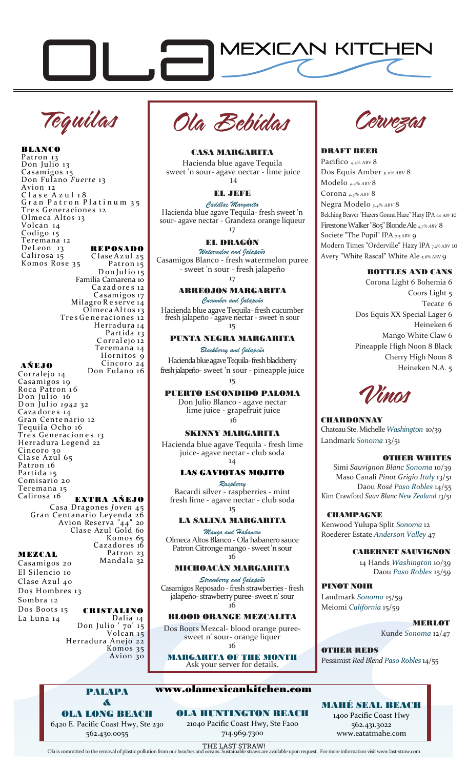# OLA MEXICAN KITCHEN

## Tequilas

### BLANCO

Patron 13
Don Julio 13
Casamigos 15
Don Fulano *Fuerte* 13
Avion 12
Clase Azul 18
Gran Patron Platinum 35
Tres Generaciones 12
Olmeca Altos 13
Volcan 14
Codigo 15
Teremana 12
DeLeon 13
Calirosa 15
Komos Rose 35

### REPOSADO

Clase Azul 25
Patron 15
Don Julio 15
Familia Camarena 10
Cazadores 12
Casamigos 17
Milagro Reserve 14
Olmeca Altos 13
Tres Generaciones 12
Herradura 14
Partida 13
Corralejo 12
Teremana 14
Hornitos 9
Cincoro 24
Don Fulano 16

### AÑEJO

Corralejo 14
Casamigos 19
Roca Patron 16
Don Julio 16
Don Julio *1942* 32
Cazadores 14
Gran Centenario 12
Tequila Ocho 16
Tres Generaciones 13
Herradura Legend 22
Cincoro 30
Clase Azul 65
Patron 16
Partida 15
Comisario 20
Teremana 15
Calirosa 16

### EXTRA AÑEJO

Casa Dragones *Joven* 45
Gran Centanario Leyenda 26
Avion Reserva "44" 20
Clase Azul Gold 60
Komos 65
Cazadores 16
Patron 23
Mandala 32

### MEZCAL

Casamigos 20
El Silencio 10
Clase Azul 40
Dos Hombres 13
Sombra 12
Dos Boots 15
La Luna 14

### CRISTALINO

Dalia 14
Don Julio '70' 15
Volcan 15
Herradura Anejo 22
Komos 35
Avion 30

## Ola Bebidas

### CASA MARGARITA

Hacienda blue agave Tequila
sweet 'n sour- agave nectar - lime juice
14

### EL JEFE

*Cadillac Margarita*
Hacienda blue agave Tequila- fresh sweet 'n sour- agave nectar - Grandeza orange liqueur
17

### EL DRAGÓN

*Watermelon and Jalapeño*
Casamigos Blanco - fresh watermelon puree - sweet 'n sour - fresh jalapeño
17

### ABREOJOS MARGARITA

*Cucumber and Jalapeño*
Hacienda blue agave Tequila- fresh cucumber fresh jalapeño - agave nectar - sweet 'n sour
15

### PUNTA NEGRA MARGARITA

*Blackberry and Jalapeño*
Hacienda blue agave Tequila- fresh blackberry fresh jalapeño- sweet 'n sour - pineapple juice
15

### PUERTO ESCONDIDO PALOMA

Don Julio Blanco - agave nectar
lime juice - grapefruit juice
16

### SKINNY MARGARITA

Hacienda blue agave Tequila - fresh lime juice- agave nectar - club soda
14

### LAS GAVIOTAS MOJITO

*Raspberry*
Bacardi silver - raspberries - mint
fresh lime - agave nectar - club soda
15

### LA SALINA MARGARITA

*Mango and Habanero*
Olmeca Altos Blanco - Ola habanero sauce
Patron Citronge mango - sweet 'n sour
16

### MICHOACÁN MARGARITA

*Strawberry and Jalapeño*
Casamigos Reposado - fresh strawberries - fresh jalapeño- strawberry puree- sweet n' sour
16

### BLOOD ORANGE MEZCALITA

Dos Boots Mezcal- blood orange puree- sweet n' sour- orange liquer
16

### MARGARITA OF THE MONTH

Ask your server for details.

## Cervezas

### DRAFT BEER

Pacifico 4.5% ABV 8
Dos Equis Amber 5.0% ABV 8
Modelo 4.4% ABV 8
Corona 4.5% ABV 8
Negra Modelo 5.4% ABV 8
Belching Beaver "Hazers Gonna Haze" Hazy IPA 6.6 ABV 10
Firestone Walker "805" Blonde Ale 4.7% ABV 8
Societe "The Pupil" IPA 7.5 ABV 9
Modern Times "Orderville" Hazy IPA 7.2% ABV 10
Avery "White Rascal" White Ale 5.6% ABV 9

### BOTTLES AND CANS

Corona Light 6 Bohemia 6
Coors Light 5
Tecate 6
Dos Equis XX Special Lager 6
Heineken 6
Mango White Claw 6
Pineapple High Noon 8 Black
Cherry High Noon 8
Heineken N.A. 5

## Vinos

### CHARDONNAY

Chateau Ste. Michelle *Washington* 10/39
Landmark *Sonoma* 13/51

### OTHER WHITES

Simi *Sauvignon Blanc Sonoma* 10/39
Maso Canali *Pinot Grigio Italy* 13/51
Daou *Rosé Paso Robles* 14/55
Kim Crawford *Sauv Blanc New Zealand* 13/51

### CHAMPAGNE

Kenwood Yulupa Split *Sonoma* 12
Roederer Estate *Anderson Valley* 47

### CABERNET SAUVIGNON

14 Hands *Washington* 10/39
Daou *Paso Robles* 15/59

### PINOT NOIR

Landmark *Sonoma* 15/59
Meiomi *California* 15/59

### MERLOT

Kunde *Sonoma* 12/47

### OTHER REDS

Pessimist *Red Blend Paso Robles* 14/55

---

www.olamexicankitchen.com

**PALAPA & OLA LONG BEACH**
6420 E. Pacific Coast Hwy, Ste 230
562.430.0055

**OLA HUNTINGTON BEACH**
21040 Pacific Coast Hwy, Ste F200
714.969.7300

**MAHÉ SEAL BEACH**
1400 Pacific Coast Hwy
562.431.3022
www.eatatmahe.com

THE LAST STRAW!
Ola is committed to the removal of plastic pollution from our beaches and oceans. Sustainable straws are available upon request. For more information visit www.last-straw.com